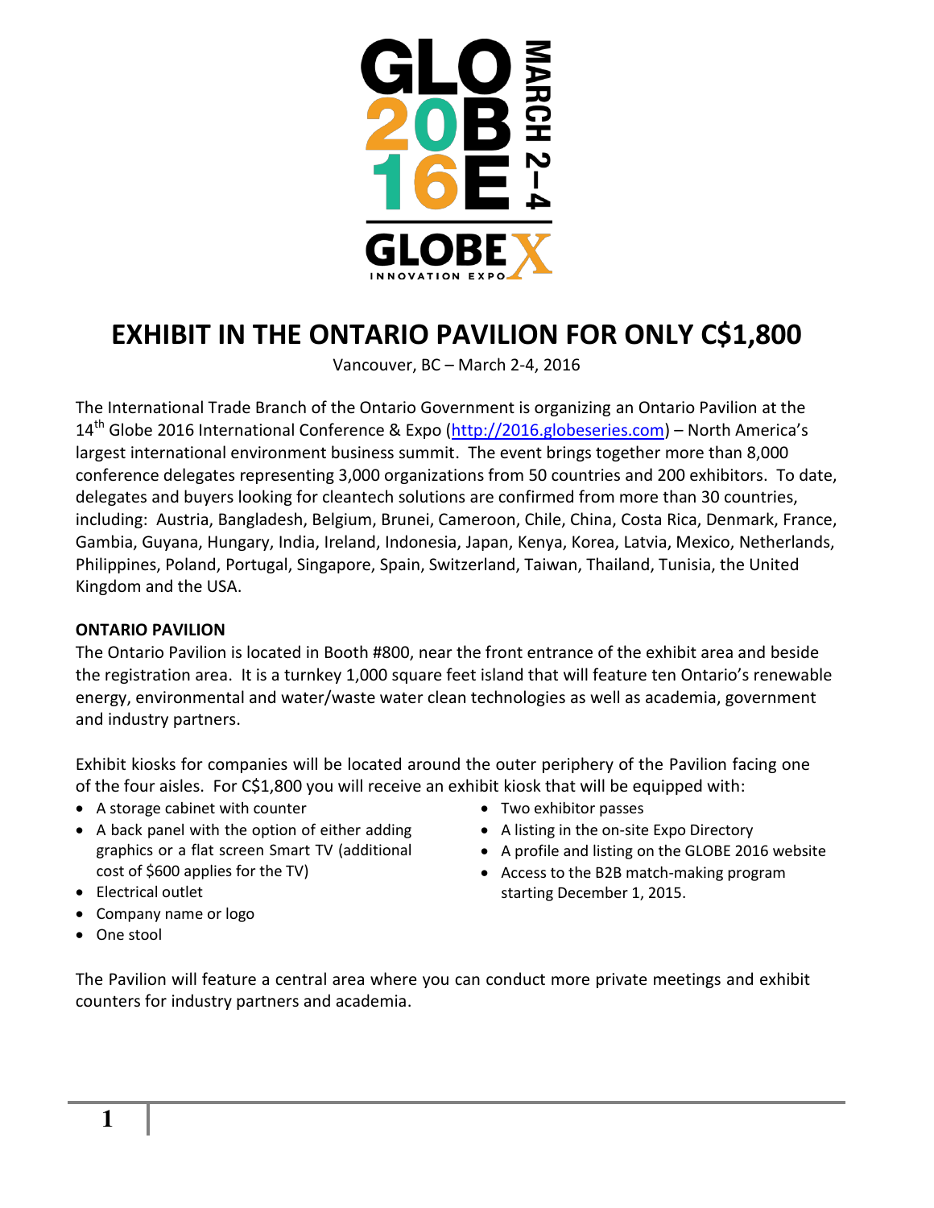GLO
20B
16E
MARCH 2–4
GLOBEX
INNOVATION EXPO

# EXHIBIT IN THE ONTARIO PAVILION FOR ONLY C$1,800

Vancouver, BC – March 2-4, 2016

The International Trade Branch of the Ontario Government is organizing an Ontario Pavilion at the 14th Globe 2016 International Conference & Expo (http://2016.globeseries.com) – North America's largest international environment business summit. The event brings together more than 8,000 conference delegates representing 3,000 organizations from 50 countries and 200 exhibitors. To date, delegates and buyers looking for cleantech solutions are confirmed from more than 30 countries, including: Austria, Bangladesh, Belgium, Brunei, Cameroon, Chile, China, Costa Rica, Denmark, France, Gambia, Guyana, Hungary, India, Ireland, Indonesia, Japan, Kenya, Korea, Latvia, Mexico, Netherlands, Philippines, Poland, Portugal, Singapore, Spain, Switzerland, Taiwan, Thailand, Tunisia, the United Kingdom and the USA.

**ONTARIO PAVILION**

The Ontario Pavilion is located in Booth #800, near the front entrance of the exhibit area and beside the registration area. It is a turnkey 1,000 square feet island that will feature ten Ontario's renewable energy, environmental and water/waste water clean technologies as well as academia, government and industry partners.

Exhibit kiosks for companies will be located around the outer periphery of the Pavilion facing one of the four aisles. For C$1,800 you will receive an exhibit kiosk that will be equipped with:

- A storage cabinet with counter
- A back panel with the option of either adding graphics or a flat screen Smart TV (additional cost of $600 applies for the TV)
- Electrical outlet
- Company name or logo
- One stool
- Two exhibitor passes
- A listing in the on-site Expo Directory
- A profile and listing on the GLOBE 2016 website
- Access to the B2B match-making program starting December 1, 2015.

The Pavilion will feature a central area where you can conduct more private meetings and exhibit counters for industry partners and academia.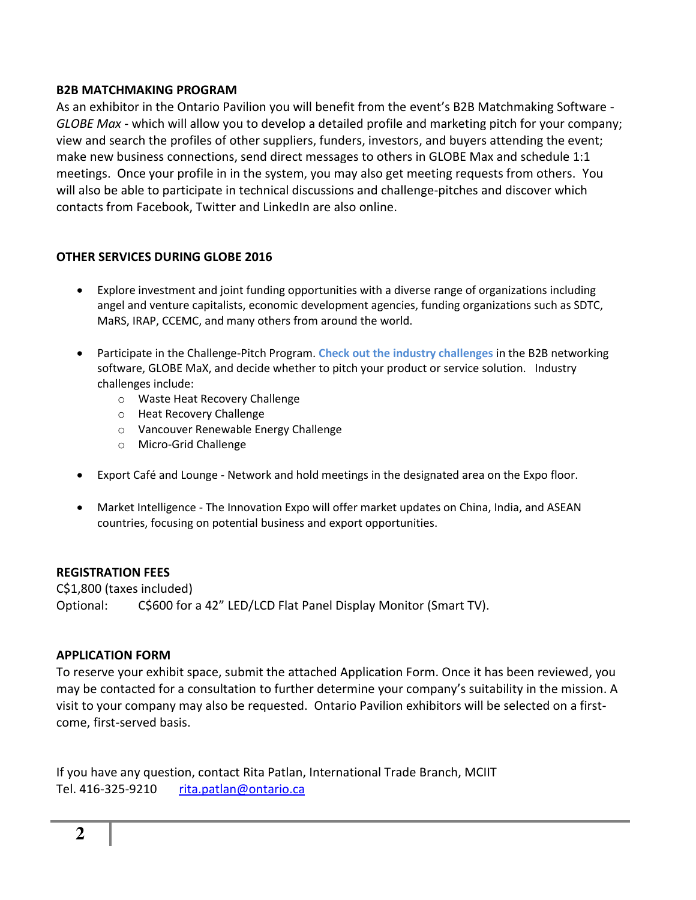**B2B MATCHMAKING PROGRAM**

As an exhibitor in the Ontario Pavilion you will benefit from the event's B2B Matchmaking Software - *GLOBE Max* - which will allow you to develop a detailed profile and marketing pitch for your company; view and search the profiles of other suppliers, funders, investors, and buyers attending the event; make new business connections, send direct messages to others in GLOBE Max and schedule 1:1 meetings. Once your profile in in the system, you may also get meeting requests from others. You will also be able to participate in technical discussions and challenge-pitches and discover which contacts from Facebook, Twitter and LinkedIn are also online.

**OTHER SERVICES DURING GLOBE 2016**

- Explore investment and joint funding opportunities with a diverse range of organizations including angel and venture capitalists, economic development agencies, funding organizations such as SDTC, MaRS, IRAP, CCEMC, and many others from around the world.
- Participate in the Challenge-Pitch Program. **Check out the industry challenges** in the B2B networking software, GLOBE MaX, and decide whether to pitch your product or service solution. Industry challenges include:
  - Waste Heat Recovery Challenge
  - Heat Recovery Challenge
  - Vancouver Renewable Energy Challenge
  - Micro-Grid Challenge
- Export Café and Lounge - Network and hold meetings in the designated area on the Expo floor.
- Market Intelligence - The Innovation Expo will offer market updates on China, India, and ASEAN countries, focusing on potential business and export opportunities.

**REGISTRATION FEES**

C$1,800 (taxes included)
Optional: C$600 for a 42" LED/LCD Flat Panel Display Monitor (Smart TV).

**APPLICATION FORM**

To reserve your exhibit space, submit the attached Application Form. Once it has been reviewed, you may be contacted for a consultation to further determine your company's suitability in the mission. A visit to your company may also be requested. Ontario Pavilion exhibitors will be selected on a first-come, first-served basis.

If you have any question, contact Rita Patlan, International Trade Branch, MCIIT
Tel. 416-325-9210 rita.patlan@ontario.ca